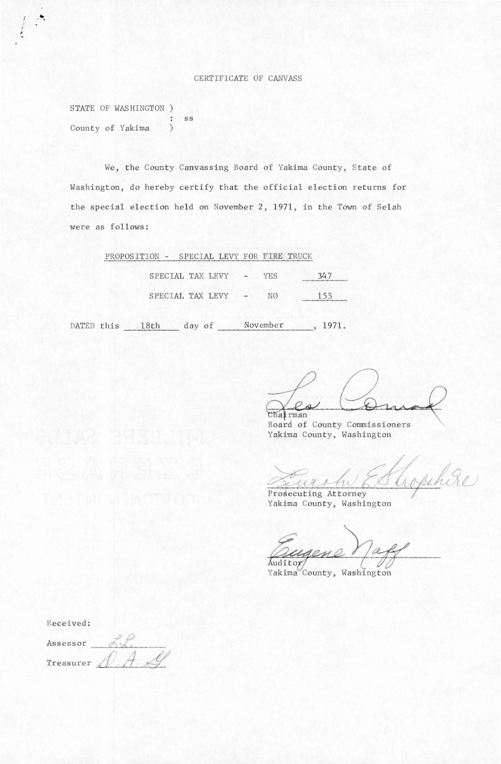# CERTIFICATE OF CANVASS

STATE OF WASHINGTON )
: ss
County of Yakima )

We, the County Canvassing Board of Yakima County, State of Washington, do hereby certify that the official election returns for the special election held on November 2, 1971, in the Town of Selah were as follows:

PROPOSITION - SPECIAL LEVY FOR FIRE TRUCK

| | | |
|---|---|---|
| SPECIAL TAX LEVY - | YES | 347 |
| SPECIAL TAX LEVY - | NO | 155 |

DATED this 18th day of November, 1971.

Les Conrad
Chairman
Board of County Commissioners
Yakima County, Washington

Lincoln E. Shropshire
Prosecuting Attorney
Yakima County, Washington

Eugene Naff
Auditor
Yakima County, Washington

Received:

Assessor L.L.

Treasurer D.A.G.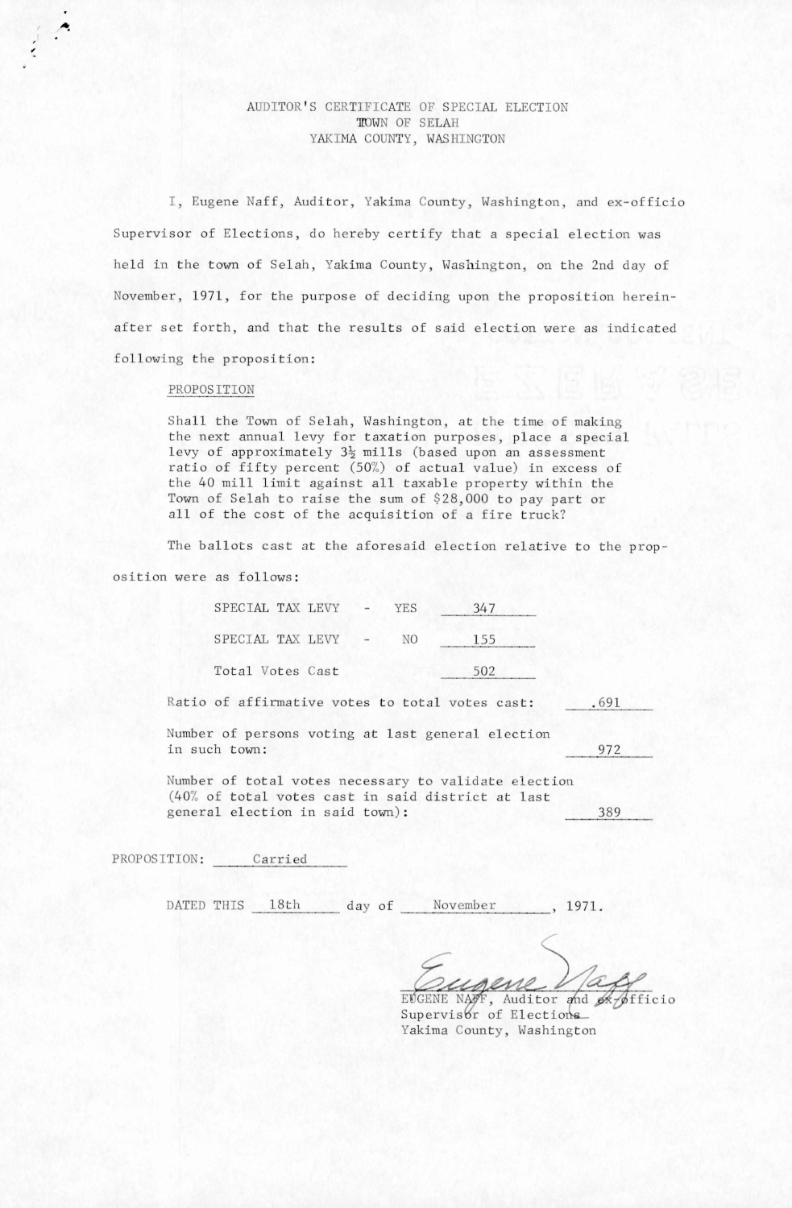# AUDITOR'S CERTIFICATE OF SPECIAL ELECTION
## TOWN OF SELAH
## YAKIMA COUNTY, WASHINGTON

I, Eugene Naff, Auditor, Yakima County, Washington, and ex-officio Supervisor of Elections, do hereby certify that a special election was held in the town of Selah, Yakima County, Washington, on the 2nd day of November, 1971, for the purpose of deciding upon the proposition hereinafter set forth, and that the results of said election were as indicated following the proposition:

PROPOSITION

Shall the Town of Selah, Washington, at the time of making the next annual levy for taxation purposes, place a special levy of approximately $3\frac{1}{2}$ mills (based upon an assessment ratio of fifty percent (50%) of actual value) in excess of the 40 mill limit against all taxable property within the Town of Selah to raise the sum of $28,000 to pay part or all of the cost of the acquisition of a fire truck?

The ballots cast at the aforesaid election relative to the proposition were as follows:

| | | |
|---|---|---|
| SPECIAL TAX LEVY - | YES | 347 |
| SPECIAL TAX LEVY - | NO | 155 |
| Total Votes Cast | | 502 |

Ratio of affirmative votes to total votes cast: .691

Number of persons voting at last general election in such town: 972

Number of total votes necessary to validate election (40% of total votes cast in said district at last general election in said town): 389

PROPOSITION: Carried

DATED THIS 18th day of November, 1971.

*Eugene Naff*

EUGENE NAFF, Auditor and ex-officio Supervisor of Elections
Yakima County, Washington